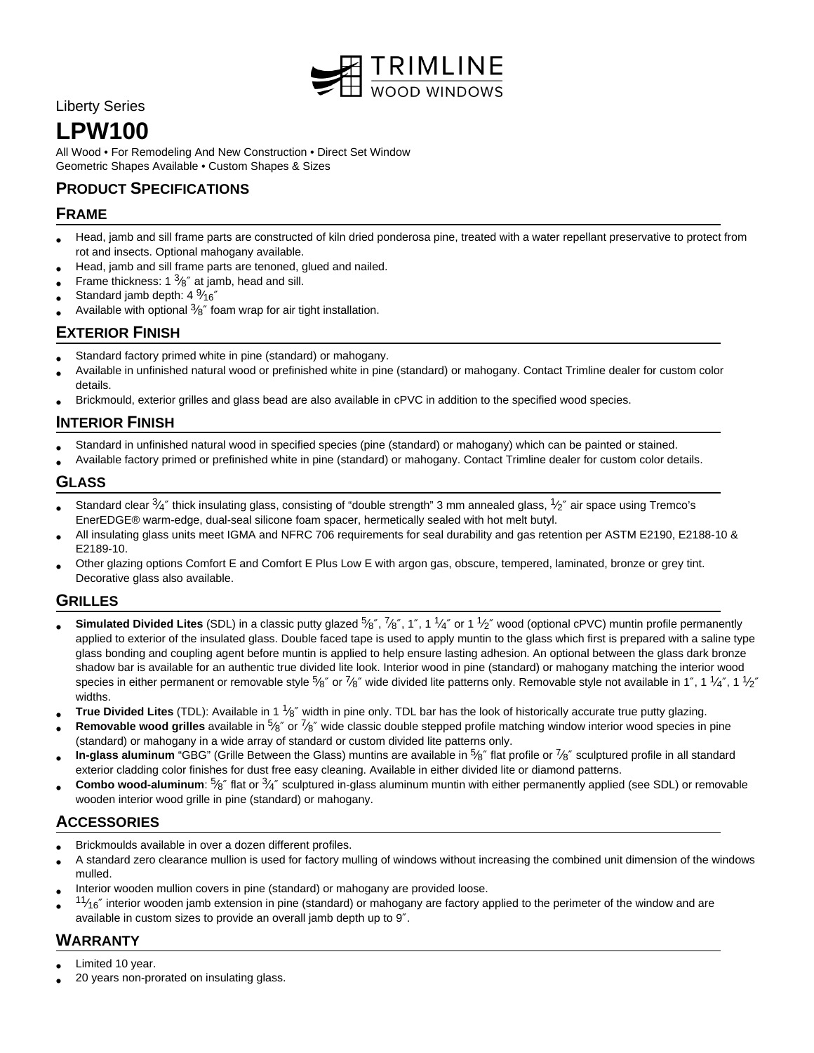TRIMLINE WOOD WINDOWS

Liberty Series

# LPW100

All Wood • For Remodeling And New Construction • Direct Set Window
Geometric Shapes Available • Custom Shapes & Sizes

## PRODUCT SPECIFICATIONS

### FRAME

- Head, jamb and sill frame parts are constructed of kiln dried ponderosa pine, treated with a water repellant preservative to protect from rot and insects. Optional mahogany available.
- Head, jamb and sill frame parts are tenoned, glued and nailed.
- Frame thickness: 1 3⁄8″ at jamb, head and sill.
- Standard jamb depth: 4 9⁄16″
- Available with optional 3⁄8″ foam wrap for air tight installation.

### EXTERIOR FINISH

- Standard factory primed white in pine (standard) or mahogany.
- Available in unfinished natural wood or prefinished white in pine (standard) or mahogany. Contact Trimline dealer for custom color details.
- Brickmould, exterior grilles and glass bead are also available in cPVC in addition to the specified wood species.

### INTERIOR FINISH

- Standard in unfinished natural wood in specified species (pine (standard) or mahogany) which can be painted or stained.
- Available factory primed or prefinished white in pine (standard) or mahogany. Contact Trimline dealer for custom color details.

### GLASS

- Standard clear 3⁄4″ thick insulating glass, consisting of "double strength" 3 mm annealed glass, 1⁄2″ air space using Tremco's EnerEDGE® warm-edge, dual-seal silicone foam spacer, hermetically sealed with hot melt butyl.
- All insulating glass units meet IGMA and NFRC 706 requirements for seal durability and gas retention per ASTM E2190, E2188-10 & E2189-10.
- Other glazing options Comfort E and Comfort E Plus Low E with argon gas, obscure, tempered, laminated, bronze or grey tint. Decorative glass also available.

### GRILLES

- **Simulated Divided Lites** (SDL) in a classic putty glazed 5⁄8″, 7⁄8″, 1″, 1 1⁄4″ or 1 1⁄2″ wood (optional cPVC) muntin profile permanently applied to exterior of the insulated glass. Double faced tape is used to apply muntin to the glass which first is prepared with a saline type glass bonding and coupling agent before muntin is applied to help ensure lasting adhesion. An optional between the glass dark bronze shadow bar is available for an authentic true divided lite look. Interior wood in pine (standard) or mahogany matching the interior wood species in either permanent or removable style 5⁄8″ or 7⁄8″ wide divided lite patterns only. Removable style not available in 1″, 1 1⁄4″, 1 1⁄2″ widths.
- **True Divided Lites** (TDL): Available in 1 1⁄8″ width in pine only. TDL bar has the look of historically accurate true putty glazing.
- **Removable wood grilles** available in 5⁄8″ or 7⁄8″ wide classic double stepped profile matching window interior wood species in pine (standard) or mahogany in a wide array of standard or custom divided lite patterns only.
- **In-glass aluminum** "GBG" (Grille Between the Glass) muntins are available in 5⁄8″ flat profile or 7⁄8″ sculptured profile in all standard exterior cladding color finishes for dust free easy cleaning. Available in either divided lite or diamond patterns.
- **Combo wood-aluminum**: 5⁄8″ flat or 3⁄4″ sculptured in-glass aluminum muntin with either permanently applied (see SDL) or removable wooden interior wood grille in pine (standard) or mahogany.

### ACCESSORIES

- Brickmoulds available in over a dozen different profiles.
- A standard zero clearance mullion is used for factory mulling of windows without increasing the combined unit dimension of the windows mulled.
- Interior wooden mullion covers in pine (standard) or mahogany are provided loose.
- 11⁄16″ interior wooden jamb extension in pine (standard) or mahogany are factory applied to the perimeter of the window and are available in custom sizes to provide an overall jamb depth up to 9″.

### WARRANTY

- Limited 10 year.
- 20 years non-prorated on insulating glass.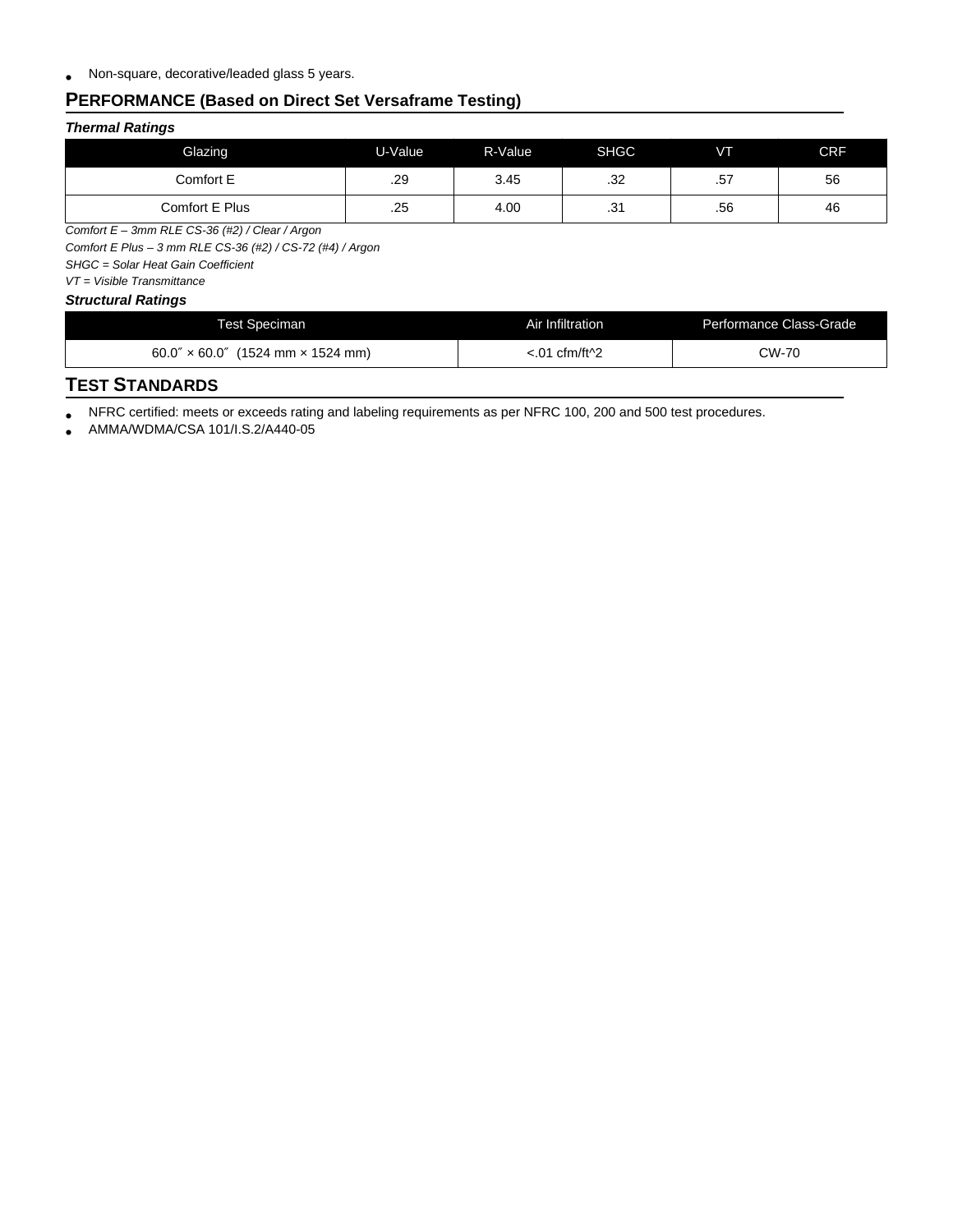- Non-square, decorative/leaded glass 5 years.

## PERFORMANCE (Based on Direct Set Versaframe Testing)

***Thermal Ratings***

| Glazing | U-Value | R-Value | SHGC | VT | CRF |
|---|---|---|---|---|---|
| Comfort E | .29 | 3.45 | .32 | .57 | 56 |
| Comfort E Plus | .25 | 4.00 | .31 | .56 | 46 |

*Comfort E – 3mm RLE CS-36 (#2) / Clear / Argon*

*Comfort E Plus – 3 mm RLE CS-36 (#2) / CS-72 (#4) / Argon*

*SHGC = Solar Heat Gain Coefficient*

*VT = Visible Transmittance*

***Structural Ratings***

| Test Speciman | Air Infiltration | Performance Class-Grade |
|---|---|---|
| 60.0″ × 60.0″ (1524 mm × 1524 mm) | <.01 cfm/ft^2 | CW-70 |

## TEST STANDARDS

- NFRC certified: meets or exceeds rating and labeling requirements as per NFRC 100, 200 and 500 test procedures.
- AMMA/WDMA/CSA 101/I.S.2/A440-05